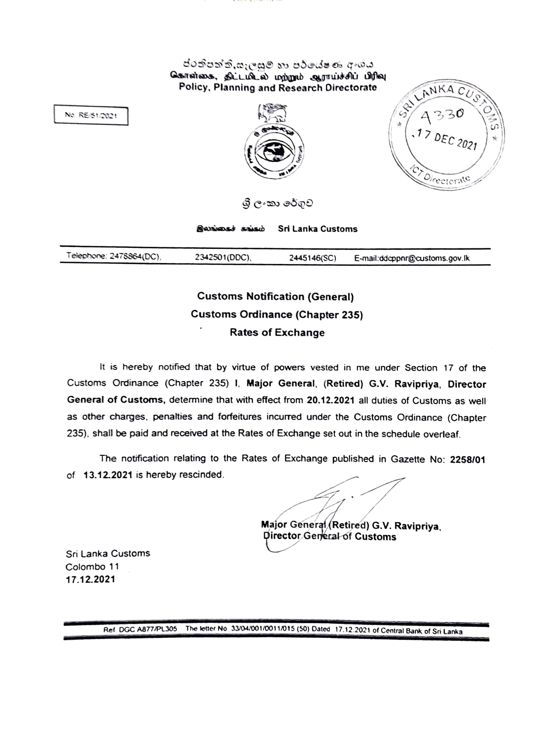ප්‍රතිපත්ති,සැලසුම් හා පර්යේෂණ අංශය
கொள்கை, திட்டமிடல் மற்றும் ஆராய்ச்சிப் பிரிவு
Policy, Planning and Research Directorate

No. RE/51/2021

SRI LANKA CUSTOMS
4330
17 DEC 2021
ICT Directorate

ශ්‍රී ලංකා රේගුව

இலங்கைச் சுங்கம் Sri Lanka Customs

Telephone: 2478864(DC), 2342501(DDC), 2445146(SC) E-mail:ddcppnr@customs.gov.lk

## Customs Notification (General)

## Customs Ordinance (Chapter 235)

## Rates of Exchange

It is hereby notified that by virtue of powers vested in me under Section 17 of the Customs Ordinance (Chapter 235) I, **Major General**, **(Retired) G.V. Ravipriya**, **Director General of Customs,** determine that with effect from **20.12.2021** all duties of Customs as well as other charges, penalties and forfeitures incurred under the Customs Ordinance (Chapter 235), shall be paid and received at the Rates of Exchange set out in the schedule overleaf.

The notification relating to the Rates of Exchange published in Gazette No: **2258/01** of **13.12.2021** is hereby rescinded.

**Major General (Retired) G.V. Ravipriya,**
**Director General of Customs**

Sri Lanka Customs
Colombo 11
**17.12.2021**

Ref. DGC A877/PL305 The letter No 33/04/001/0011/015 (50) Dated 17.12.2021 of Central Bank of Sri Lanka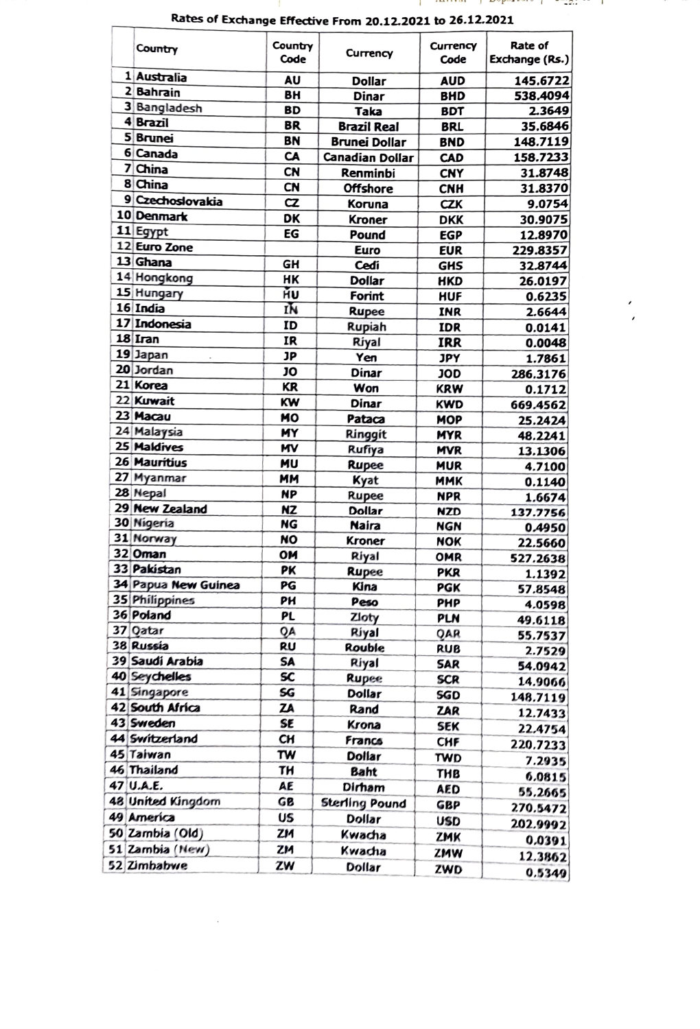**Rates of Exchange Effective From 20.12.2021 to 26.12.2021**

| | Country | Country Code | Currency | Currency Code | Rate of Exchange (Rs.) |
|---|---|---|---|---|---|
| 1 | Australia | AU | Dollar | AUD | 145.6722 |
| 2 | Bahrain | BH | Dinar | BHD | 538.4094 |
| 3 | Bangladesh | BD | Taka | BDT | 2.3649 |
| 4 | Brazil | BR | Brazil Real | BRL | 35.6846 |
| 5 | Brunei | BN | Brunei Dollar | BND | 148.7119 |
| 6 | Canada | CA | Canadian Dollar | CAD | 158.7233 |
| 7 | China | CN | Renminbi | CNY | 31.8748 |
| 8 | China | CN | Offshore | CNH | 31.8370 |
| 9 | Czechoslovakia | CZ | Koruna | CZK | 9.0754 |
| 10 | Denmark | DK | Kroner | DKK | 30.9075 |
| 11 | Egypt | EG | Pound | EGP | 12.8970 |
| 12 | Euro Zone | | Euro | EUR | 229.8357 |
| 13 | Ghana | GH | Cedi | GHS | 32.8744 |
| 14 | Hongkong | HK | Dollar | HKD | 26.0197 |
| 15 | Hungary | HU | Forint | HUF | 0.6235 |
| 16 | India | IN | Rupee | INR | 2.6644 |
| 17 | Indonesia | ID | Rupiah | IDR | 0.0141 |
| 18 | Iran | IR | Riyal | IRR | 0.0048 |
| 19 | Japan | JP | Yen | JPY | 1.7861 |
| 20 | Jordan | JO | Dinar | JOD | 286.3176 |
| 21 | Korea | KR | Won | KRW | 0.1712 |
| 22 | Kuwait | KW | Dinar | KWD | 669.4562 |
| 23 | Macau | MO | Pataca | MOP | 25.2424 |
| 24 | Malaysia | MY | Ringgit | MYR | 48.2241 |
| 25 | Maldives | MV | Rufiya | MVR | 13.1306 |
| 26 | Mauritius | MU | Rupee | MUR | 4.7100 |
| 27 | Myanmar | MM | Kyat | MMK | 0.1140 |
| 28 | Nepal | NP | Rupee | NPR | 1.6674 |
| 29 | New Zealand | NZ | Dollar | NZD | 137.7756 |
| 30 | Nigeria | NG | Naira | NGN | 0.4950 |
| 31 | Norway | NO | Kroner | NOK | 22.5660 |
| 32 | Oman | OM | Riyal | OMR | 527.2638 |
| 33 | Pakistan | PK | Rupee | PKR | 1.1392 |
| 34 | Papua New Guinea | PG | Kina | PGK | 57.8548 |
| 35 | Philippines | PH | Peso | PHP | 4.0598 |
| 36 | Poland | PL | Zloty | PLN | 49.6118 |
| 37 | Qatar | QA | Riyal | QAR | 55.7537 |
| 38 | Russia | RU | Rouble | RUB | 2.7529 |
| 39 | Saudi Arabia | SA | Riyal | SAR | 54.0942 |
| 40 | Seychelles | SC | Rupee | SCR | 14.9066 |
| 41 | Singapore | SG | Dollar | SGD | 148.7119 |
| 42 | South Africa | ZA | Rand | ZAR | 12.7433 |
| 43 | Sweden | SE | Krona | SEK | 22.4754 |
| 44 | Switzerland | CH | Francs | CHF | 220.7233 |
| 45 | Taiwan | TW | Dollar | TWD | 7.2935 |
| 46 | Thailand | TH | Baht | THB | 6.0815 |
| 47 | U.A.E. | AE | Dirham | AED | 55.2665 |
| 48 | United Kingdom | GB | Sterling Pound | GBP | 270.5472 |
| 49 | America | US | Dollar | USD | 202.9992 |
| 50 | Zambia (Old) | ZM | Kwacha | ZMK | 0.0391 |
| 51 | Zambia (New) | ZM | Kwacha | ZMW | 12.3862 |
| 52 | Zimbabwe | ZW | Dollar | ZWD | 0.5349 |